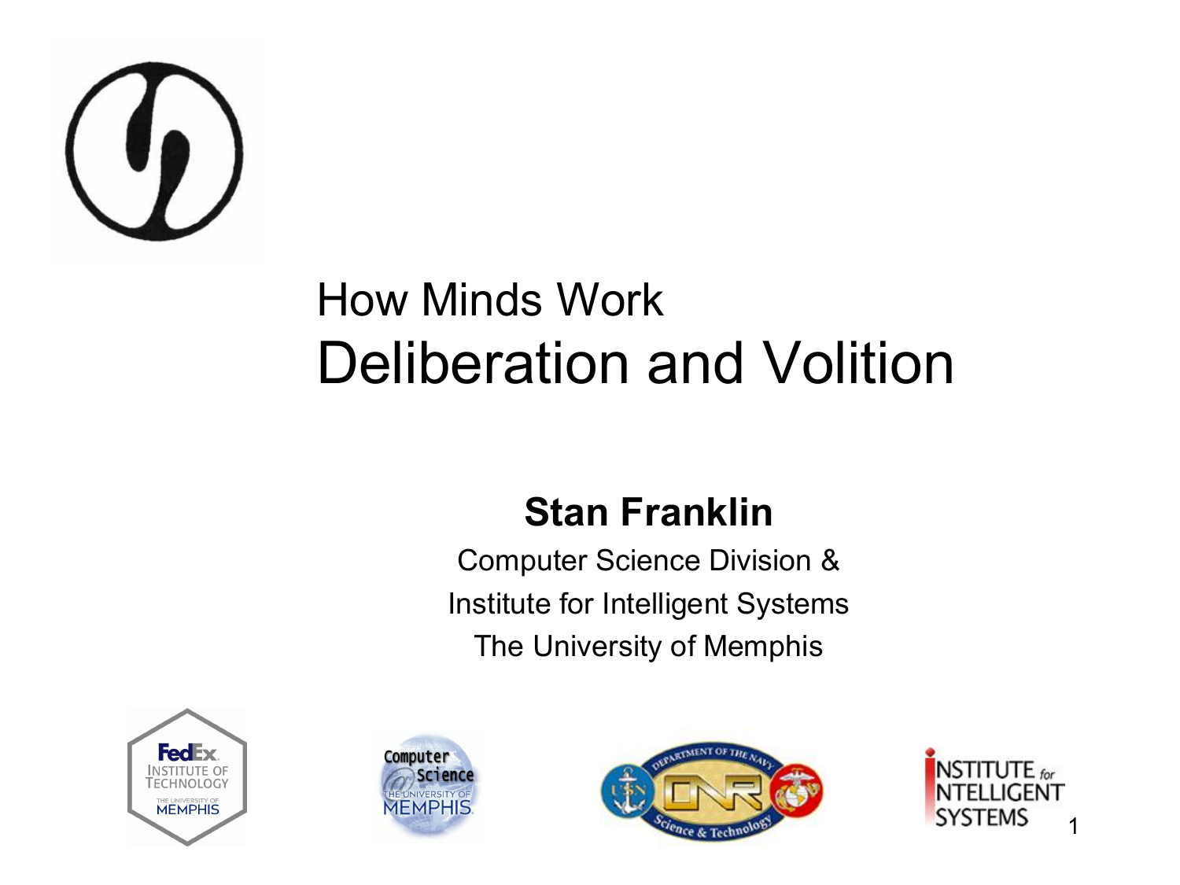# How Minds Work
## Deliberation and Volition

**Stan Franklin**

Computer Science Division &

Institute for Intelligent Systems

The University of Memphis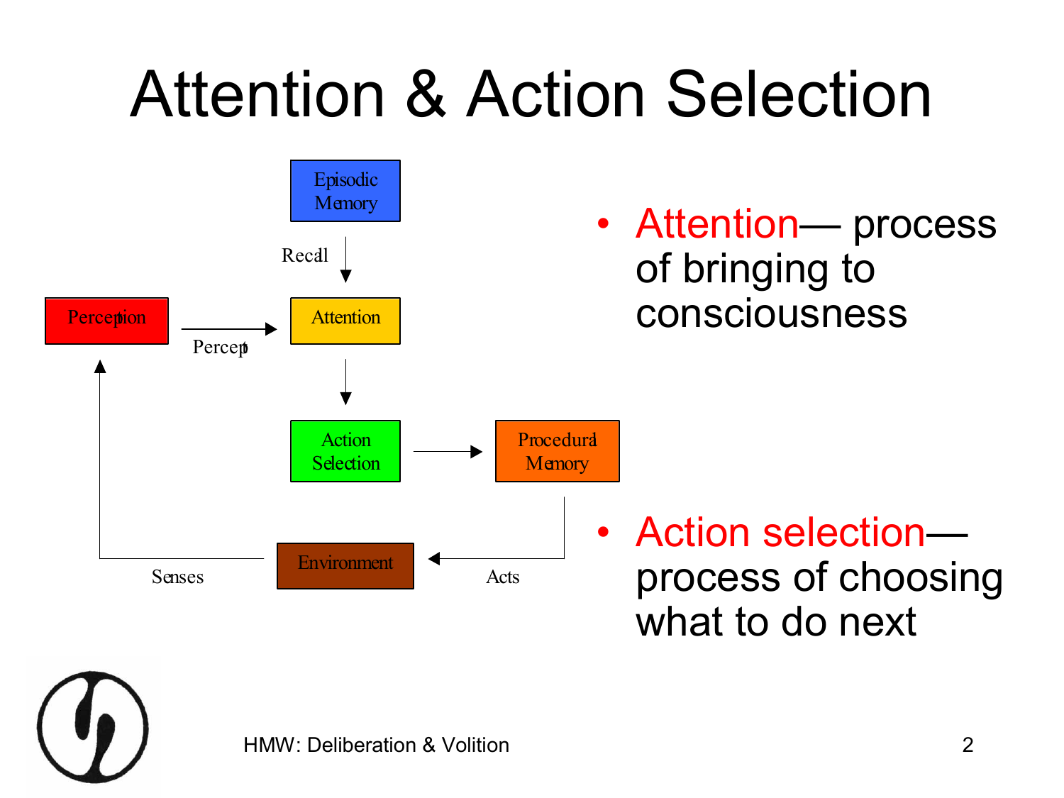# Attention & Action Selection

Episodic Memory

Recall

Perception → Attention

Percept

Action Selection → Procedural Memory

Environment

Senses

Acts

- Attention— process of bringing to consciousness

- Action selection— process of choosing what to do next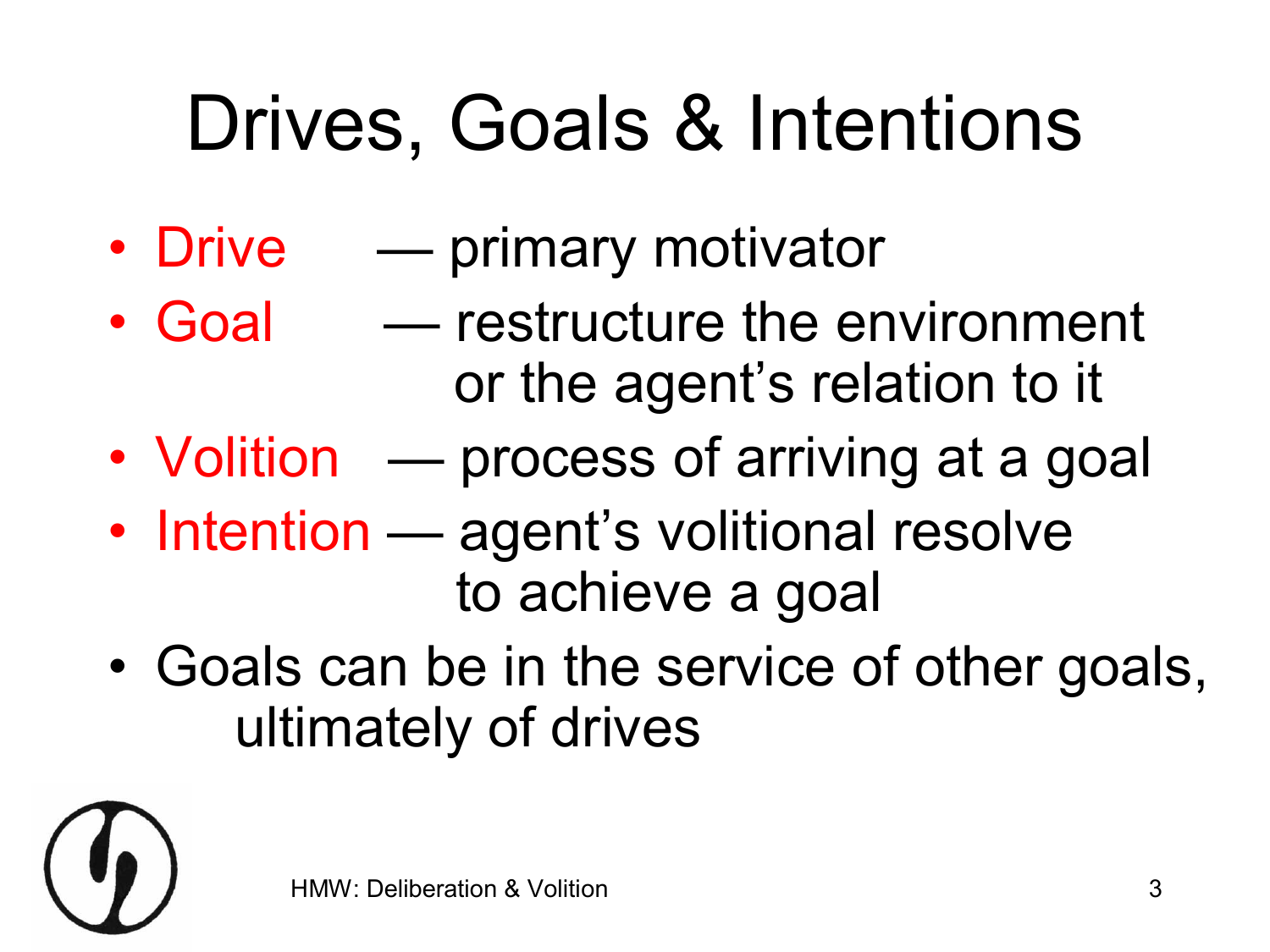# Drives, Goals & Intentions

- **Drive** — primary motivator
- **Goal** — restructure the environment or the agent's relation to it
- **Volition** — process of arriving at a goal
- **Intention** — agent's volitional resolve to achieve a goal
- Goals can be in the service of other goals, ultimately of drives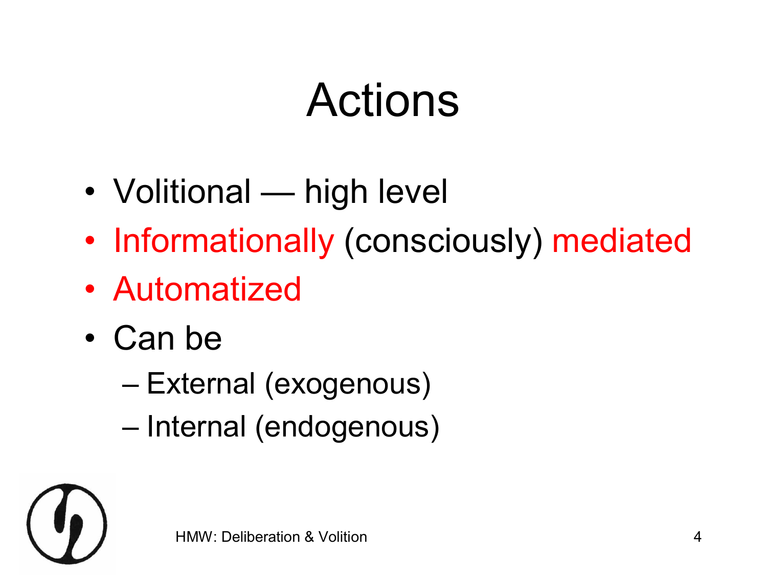# Actions

- Volitional — high level
- Informationally (consciously) mediated
- Automatized
- Can be
  - External (exogenous)
  - Internal (endogenous)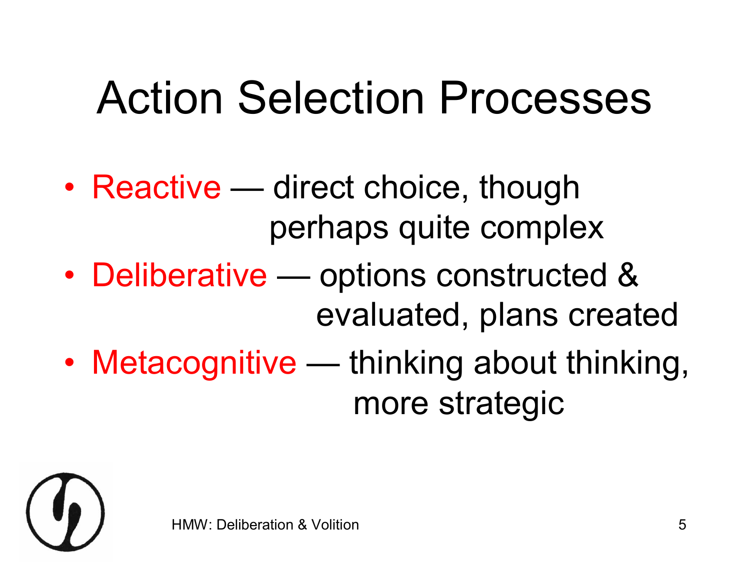# Action Selection Processes

- **Reactive** — direct choice, though perhaps quite complex
- **Deliberative** — options constructed & evaluated, plans created
- **Metacognitive** — thinking about thinking, more strategic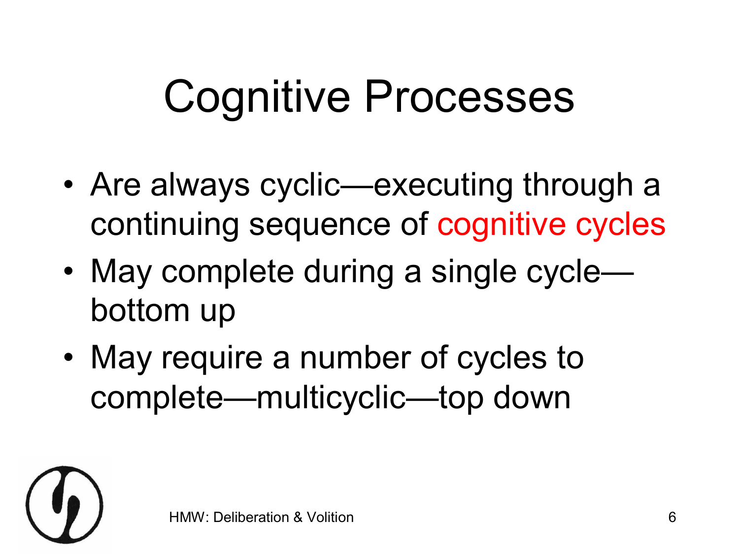# Cognitive Processes

- Are always cyclic—executing through a continuing sequence of cognitive cycles
- May complete during a single cycle—bottom up
- May require a number of cycles to complete—multicyclic—top down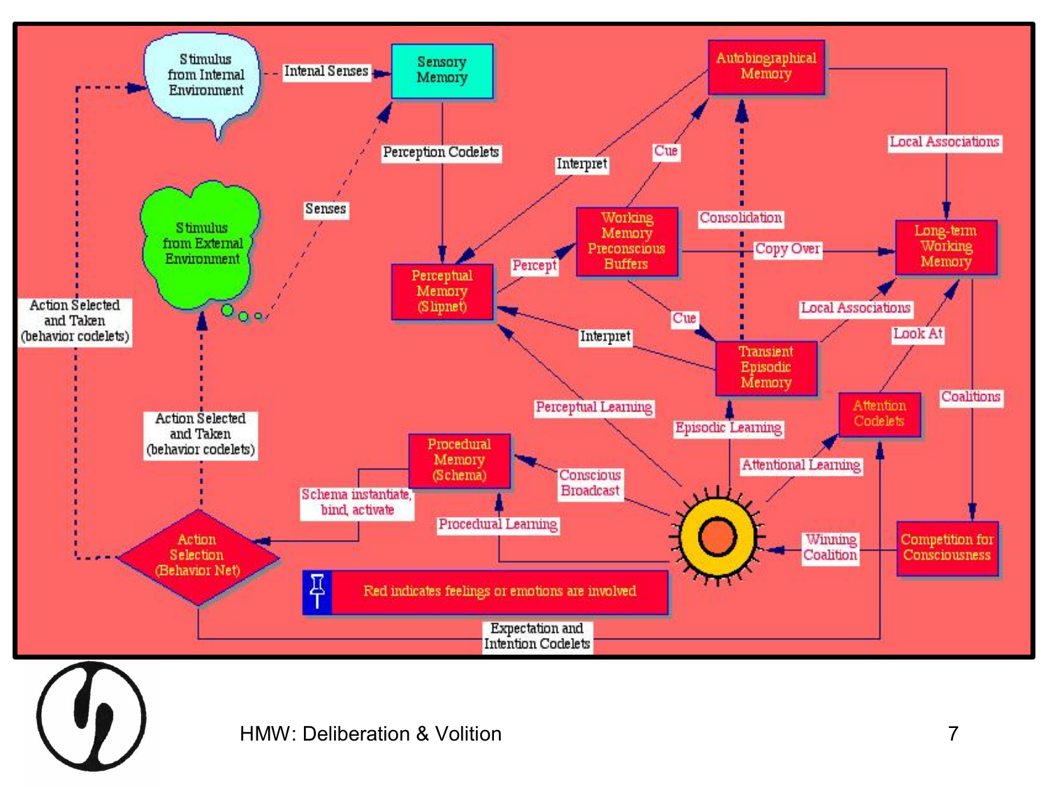Stimulus from Internal Environment

Intenal Senses

Sensory Memory

Autobiographical Memory

Local Associations

Perception Codelets

Interpret

Cue

Senses

Stimulus from External Environment

Working Memory Preconscious Buffers

Consolidation

Long-term Working Memory

Copy Over

Percept

Perceptual Memory (Slipnet)

Action Selected and Taken (behavior codelets)

Cue

Local Associations

Interpret

Transient Episodic Memory

Look At

Coalitions

Perceptual Learning

Attention Codelets

Episodic Learning

Action Selected and Taken (behavior codelets)

Procedural Memory (Schema)

Attentional Learning

Conscious Broadcast

Schema instantiate, bind, activate

Procedural Learning

Action Selection (Behavior Net)

Winning Coalition

Competition for Consciousness

Red indicates feelings or emotions are involved

Expectation and Intention Codelets

HMW: Deliberation & Volition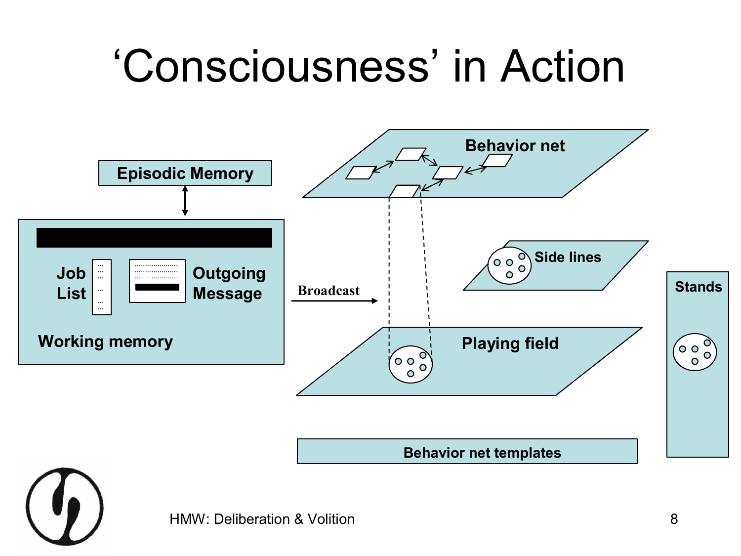# 'Consciousness' in Action

Episodic Memory

Job List

Outgoing Message

Working memory

Broadcast

Behavior net

Side lines

Playing field

Stands

Behavior net templates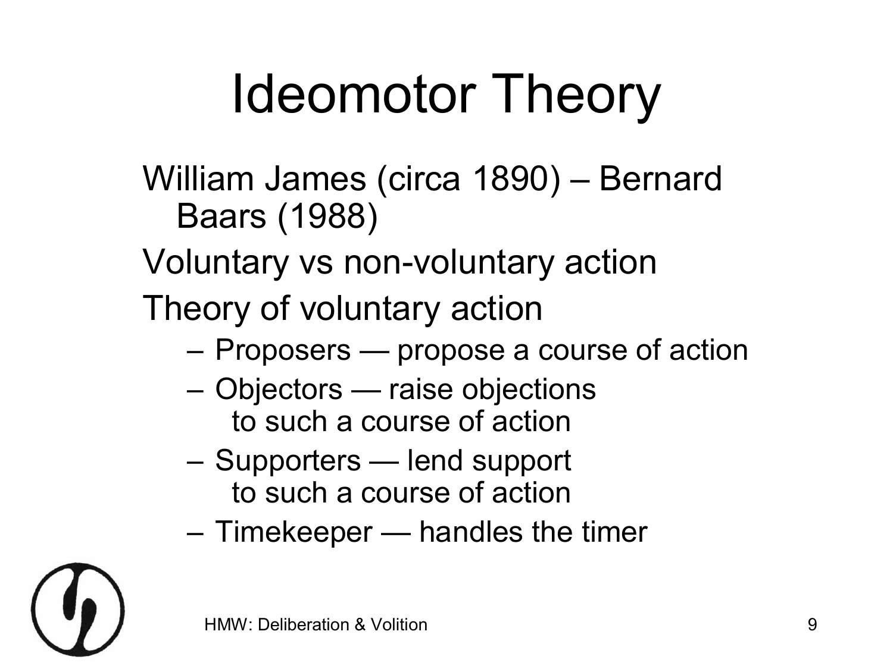# Ideomotor Theory

William James (circa 1890) – Bernard Baars (1988)

Voluntary vs non-voluntary action

Theory of voluntary action

- Proposers — propose a course of action
- Objectors — raise objections to such a course of action
- Supporters — lend support to such a course of action
- Timekeeper — handles the timer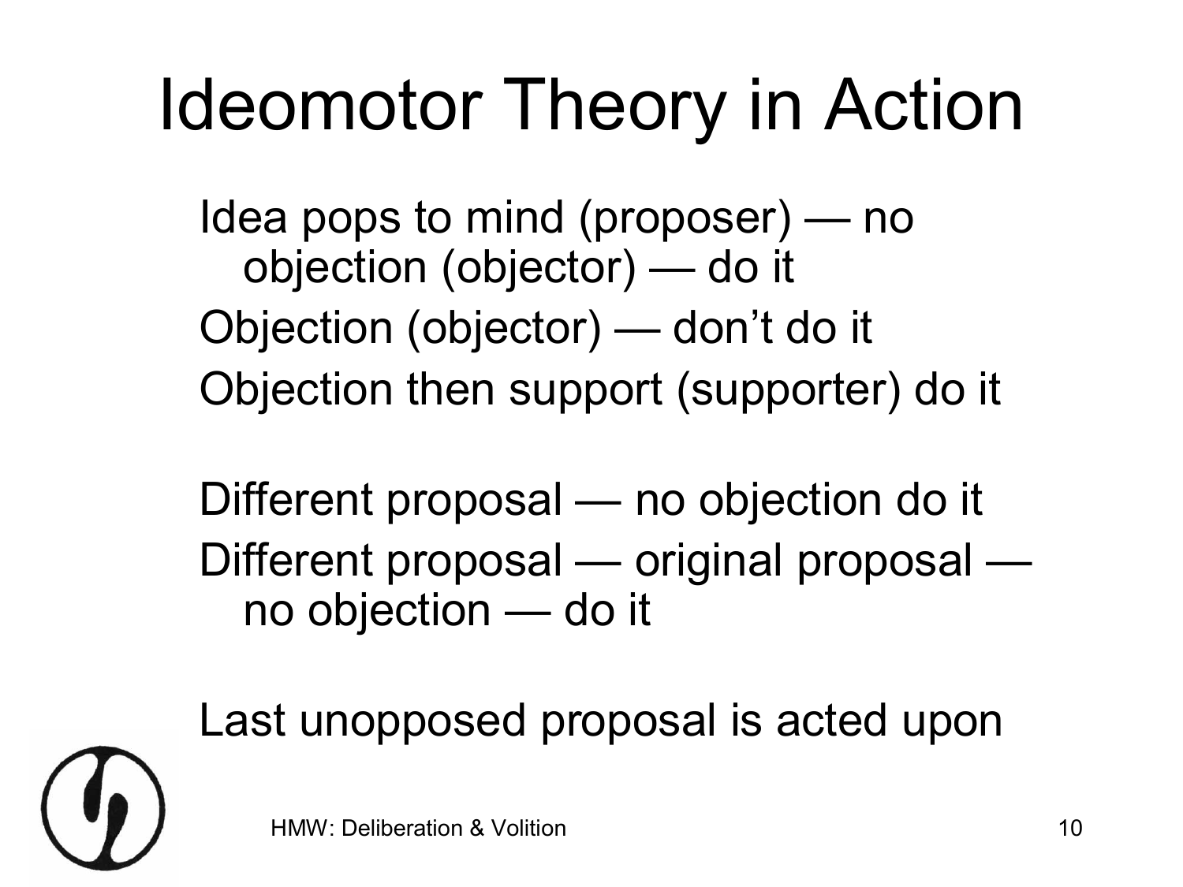# Ideomotor Theory in Action

Idea pops to mind (proposer) — no objection (objector) — do it

Objection (objector) — don't do it

Objection then support (supporter) do it

Different proposal — no objection do it

Different proposal — original proposal — no objection — do it

Last unopposed proposal is acted upon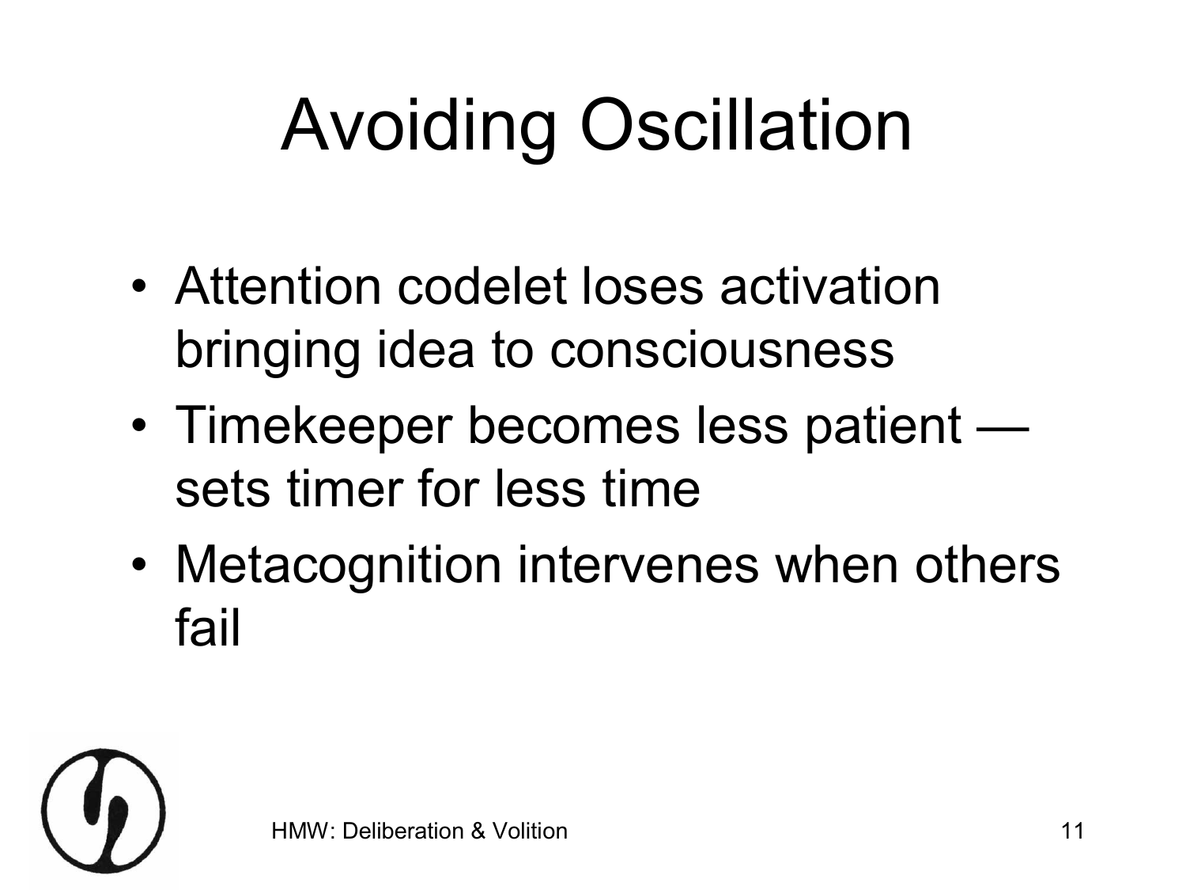# Avoiding Oscillation

- Attention codelet loses activation bringing idea to consciousness
- Timekeeper becomes less patient — sets timer for less time
- Metacognition intervenes when others fail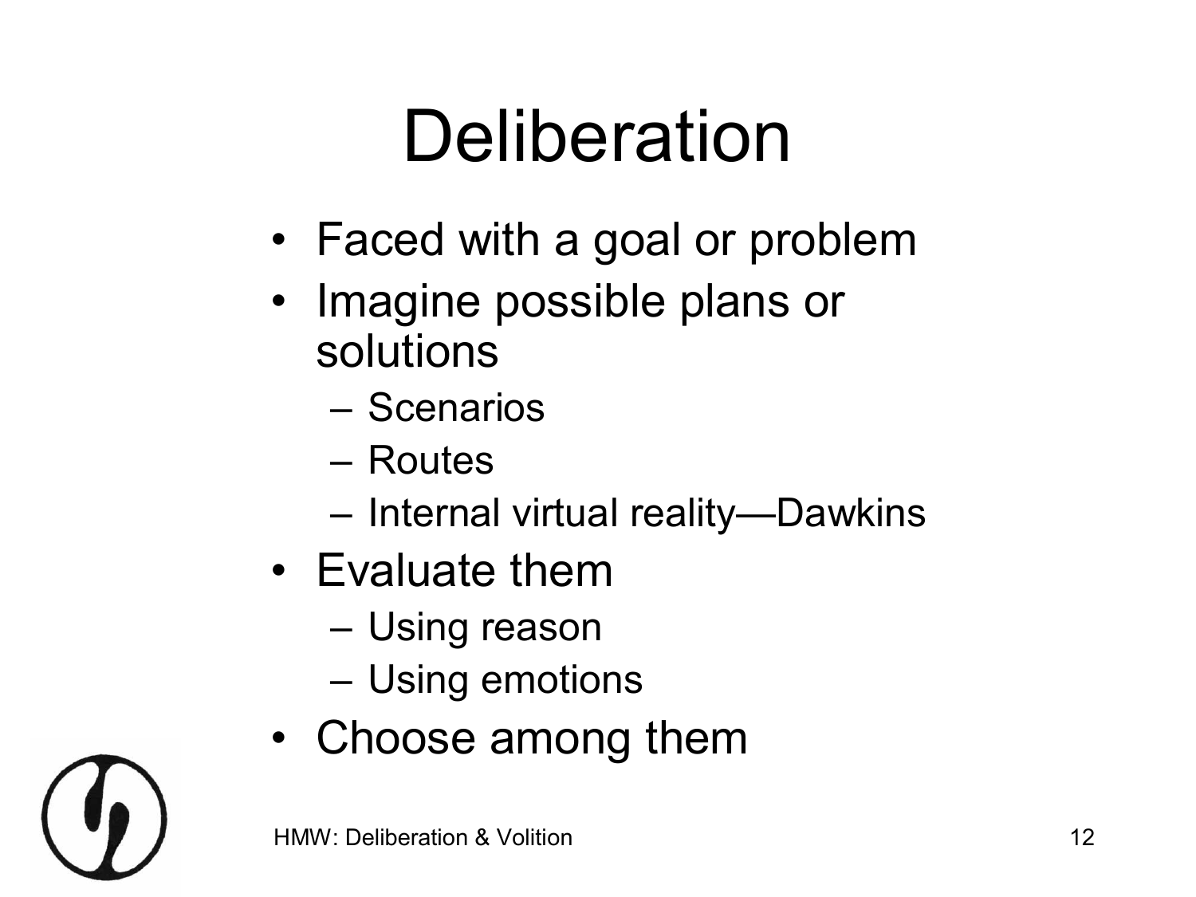# Deliberation

- Faced with a goal or problem
- Imagine possible plans or solutions
  - Scenarios
  - Routes
  - Internal virtual reality—Dawkins
- Evaluate them
  - Using reason
  - Using emotions
- Choose among them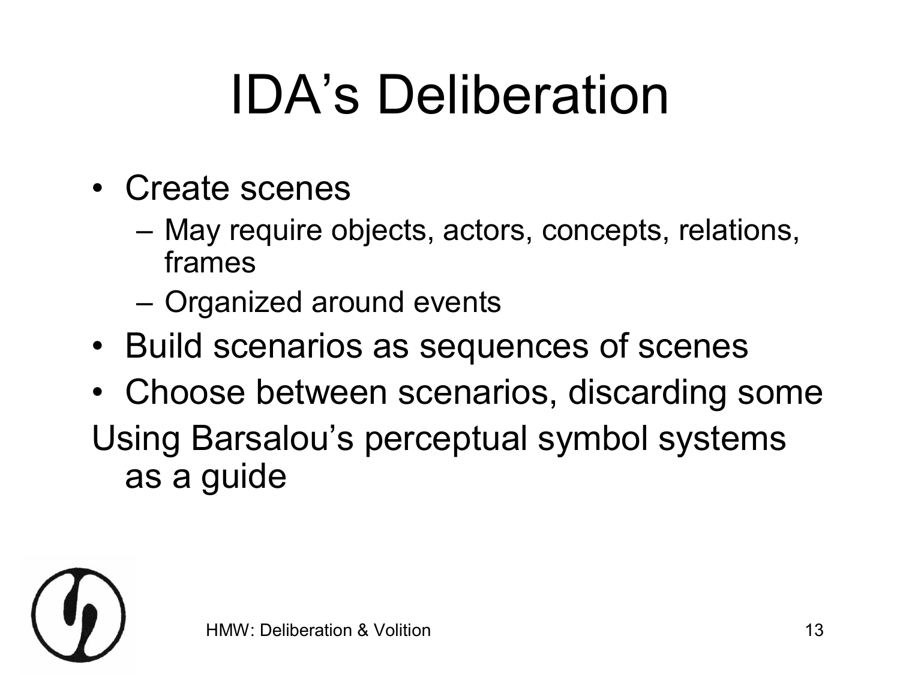# IDA's Deliberation

- Create scenes
  - May require objects, actors, concepts, relations, frames
  - Organized around events
- Build scenarios as sequences of scenes
- Choose between scenarios, discarding some

Using Barsalou's perceptual symbol systems as a guide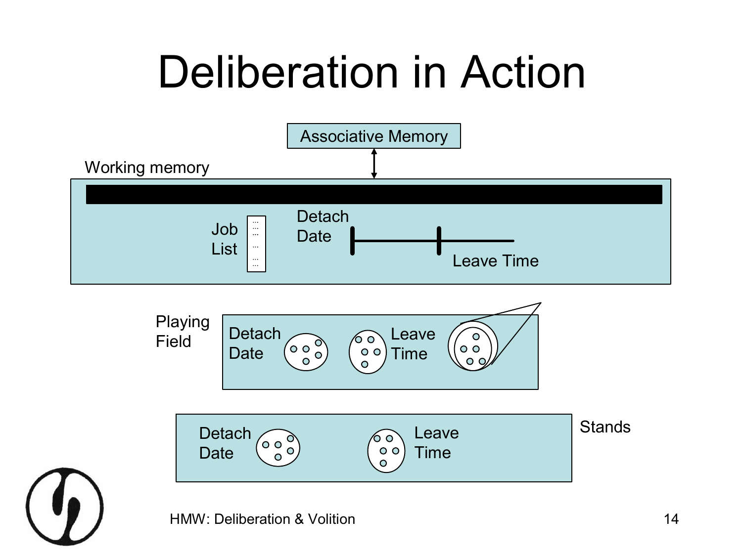# Deliberation in Action

Associative Memory

Working memory

Job List

Detach Date

Leave Time

Playing Field

Detach Date

Leave Time

Stands

Detach Date

Leave Time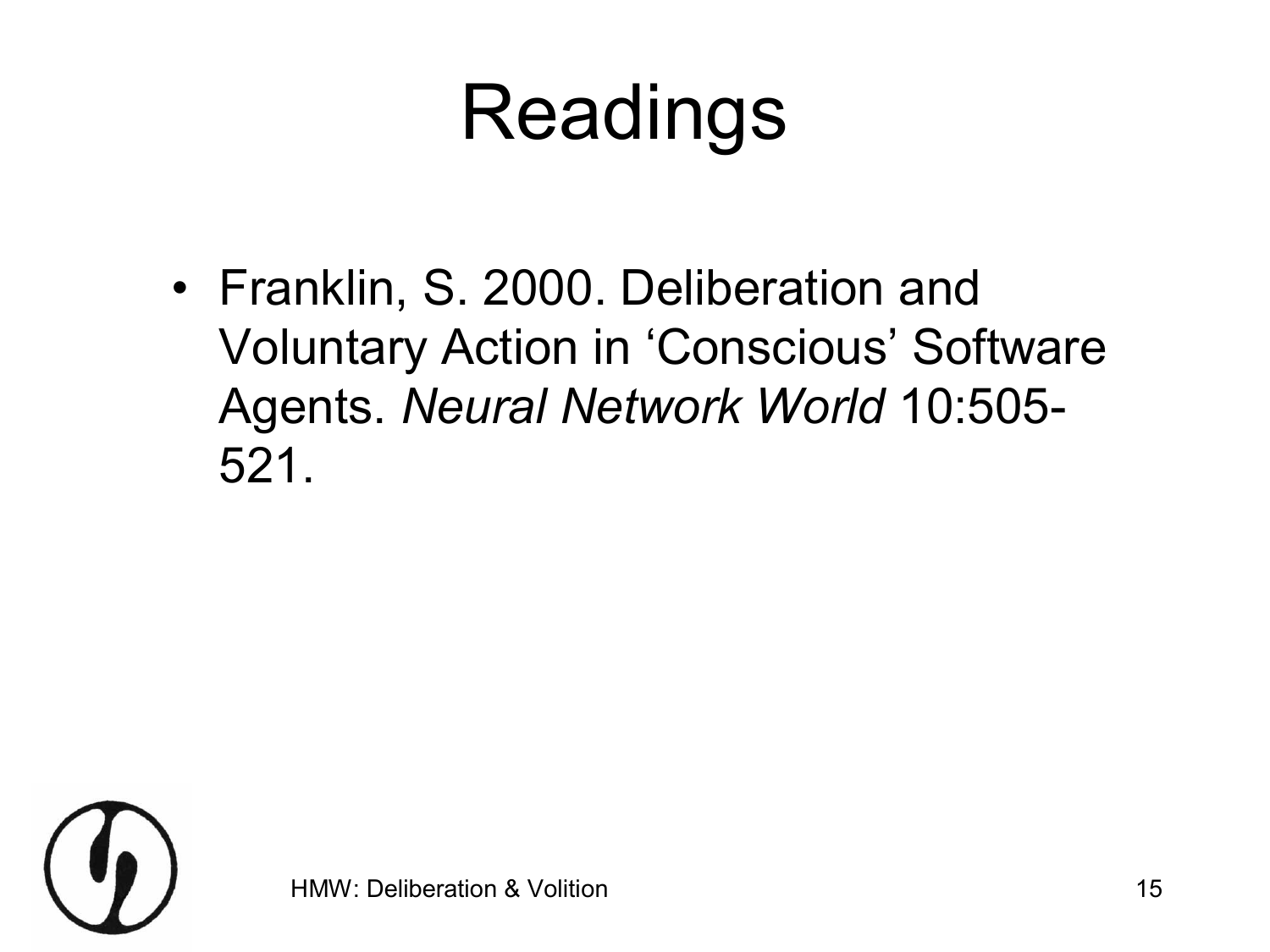# Readings

- Franklin, S. 2000. Deliberation and Voluntary Action in 'Conscious' Software Agents. *Neural Network World* 10:505-521.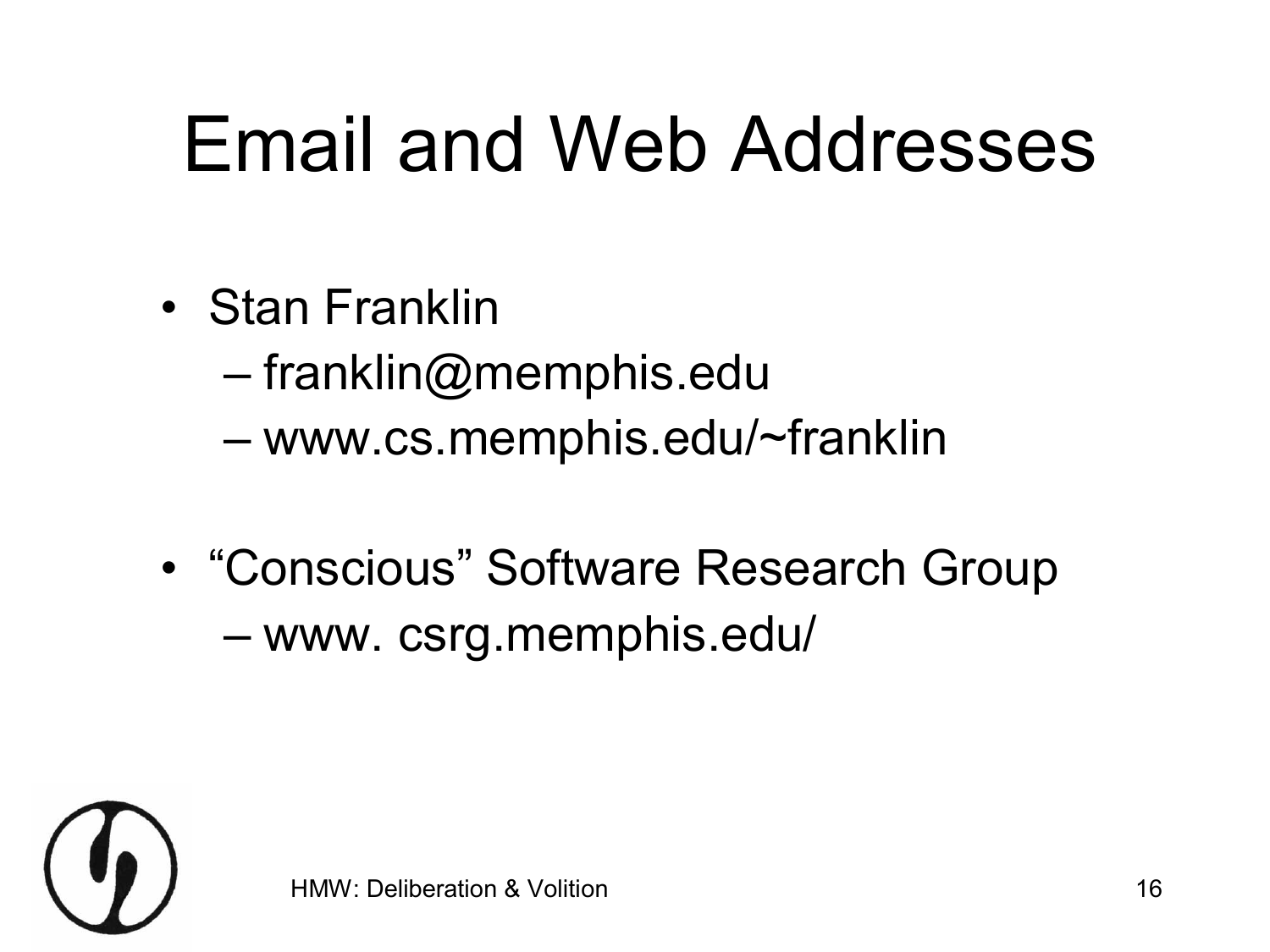# Email and Web Addresses

- Stan Franklin
  - franklin@memphis.edu
  - www.cs.memphis.edu/~franklin
- "Conscious" Software Research Group
  - www. csrg.memphis.edu/